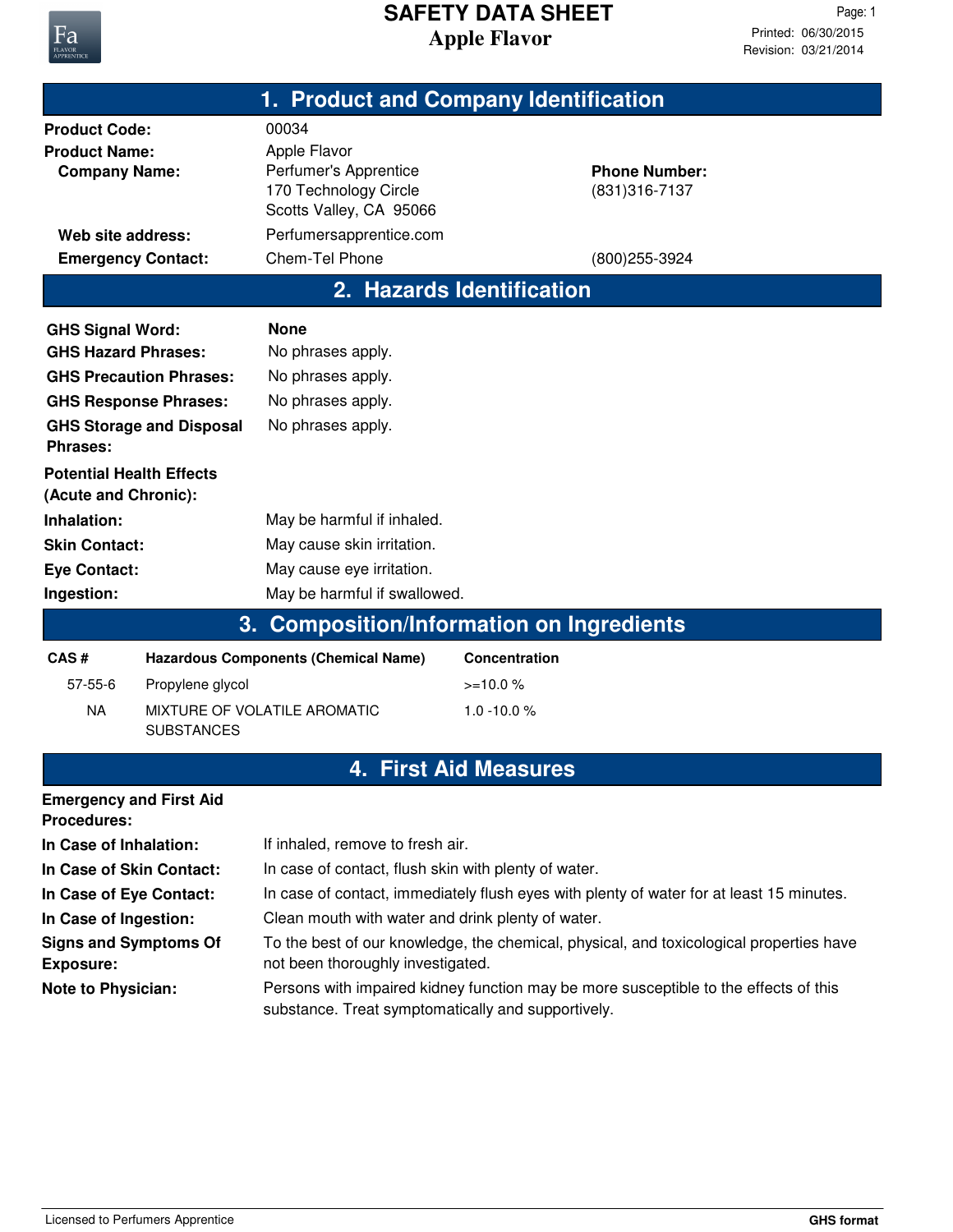# SAFETY DATA SHEET

## Apple Flavor

Printed: 06/30/2015
Revision: 03/21/2014

## 1. Product and Company Identification

| | | |
|---|---|---|
| **Product Code:** | 00034 | |
| **Product Name:** | Apple Flavor | |
| **Company Name:** | Perfumer's Apprentice<br>170 Technology Circle<br>Scotts Valley, CA 95066 | **Phone Number:**<br>(831)316-7137 |
| **Web site address:** | Perfumersapprentice.com | |
| **Emergency Contact:** | Chem-Tel Phone | (800)255-3924 |

## 2. Hazards Identification

| | |
|---|---|
| **GHS Signal Word:** | **None** |
| **GHS Hazard Phrases:** | No phrases apply. |
| **GHS Precaution Phrases:** | No phrases apply. |
| **GHS Response Phrases:** | No phrases apply. |
| **GHS Storage and Disposal Phrases:** | No phrases apply. |

**Potential Health Effects (Acute and Chronic):**

| | |
|---|---|
| **Inhalation:** | May be harmful if inhaled. |
| **Skin Contact:** | May cause skin irritation. |
| **Eye Contact:** | May cause eye irritation. |
| **Ingestion:** | May be harmful if swallowed. |

## 3. Composition/Information on Ingredients

| CAS # | Hazardous Components (Chemical Name) | Concentration |
|---|---|---|
| 57-55-6 | Propylene glycol | >=10.0 % |
| NA | MIXTURE OF VOLATILE AROMATIC SUBSTANCES | 1.0 -10.0 % |

## 4. First Aid Measures

**Emergency and First Aid Procedures:**

| | |
|---|---|
| **In Case of Inhalation:** | If inhaled, remove to fresh air. |
| **In Case of Skin Contact:** | In case of contact, flush skin with plenty of water. |
| **In Case of Eye Contact:** | In case of contact, immediately flush eyes with plenty of water for at least 15 minutes. |
| **In Case of Ingestion:** | Clean mouth with water and drink plenty of water. |
| **Signs and Symptoms Of Exposure:** | To the best of our knowledge, the chemical, physical, and toxicological properties have not been thoroughly investigated. |
| **Note to Physician:** | Persons with impaired kidney function may be more susceptible to the effects of this substance. Treat symptomatically and supportively. |

Licensed to Perfumers Apprentice — **GHS format**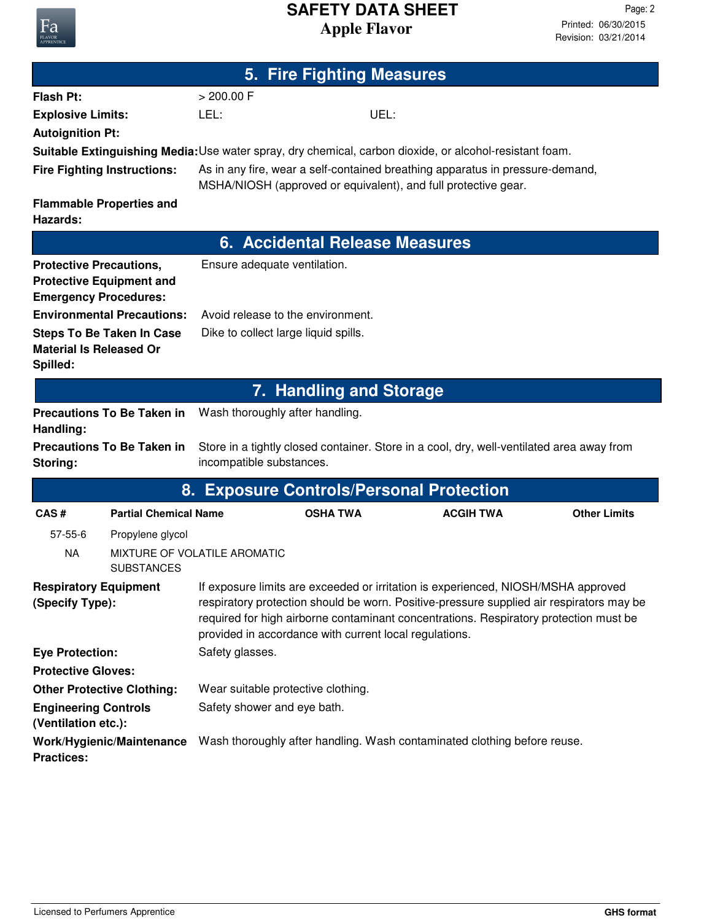## 5. Fire Fighting Measures

**Flash Pt:** > 200.00 F

**Explosive Limits:** LEL: UEL:

**Autoignition Pt:**

**Suitable Extinguishing Media:** Use water spray, dry chemical, carbon dioxide, or alcohol-resistant foam.

**Fire Fighting Instructions:** As in any fire, wear a self-contained breathing apparatus in pressure-demand, MSHA/NIOSH (approved or equivalent), and full protective gear.

**Flammable Properties and Hazards:**

## 6. Accidental Release Measures

**Protective Precautions, Protective Equipment and Emergency Procedures:** Ensure adequate ventilation.

**Environmental Precautions:** Avoid release to the environment.

**Steps To Be Taken In Case Material Is Released Or Spilled:** Dike to collect large liquid spills.

## 7. Handling and Storage

**Precautions To Be Taken in Handling:** Wash thoroughly after handling.

**Precautions To Be Taken in Storing:** Store in a tightly closed container. Store in a cool, dry, well-ventilated area away from incompatible substances.

## 8. Exposure Controls/Personal Protection

| CAS # | Partial Chemical Name | OSHA TWA | ACGIH TWA | Other Limits |
|---|---|---|---|---|
| 57-55-6 | Propylene glycol | | | |
| NA | MIXTURE OF VOLATILE AROMATIC SUBSTANCES | | | |

**Respiratory Equipment (Specify Type):** If exposure limits are exceeded or irritation is experienced, NIOSH/MSHA approved respiratory protection should be worn. Positive-pressure supplied air respirators may be required for high airborne contaminant concentrations. Respiratory protection must be provided in accordance with current local regulations.

**Eye Protection:** Safety glasses.

**Protective Gloves:**

**Other Protective Clothing:** Wear suitable protective clothing.

**Engineering Controls (Ventilation etc.):** Safety shower and eye bath.

**Work/Hygienic/Maintenance Practices:** Wash thoroughly after handling. Wash contaminated clothing before reuse.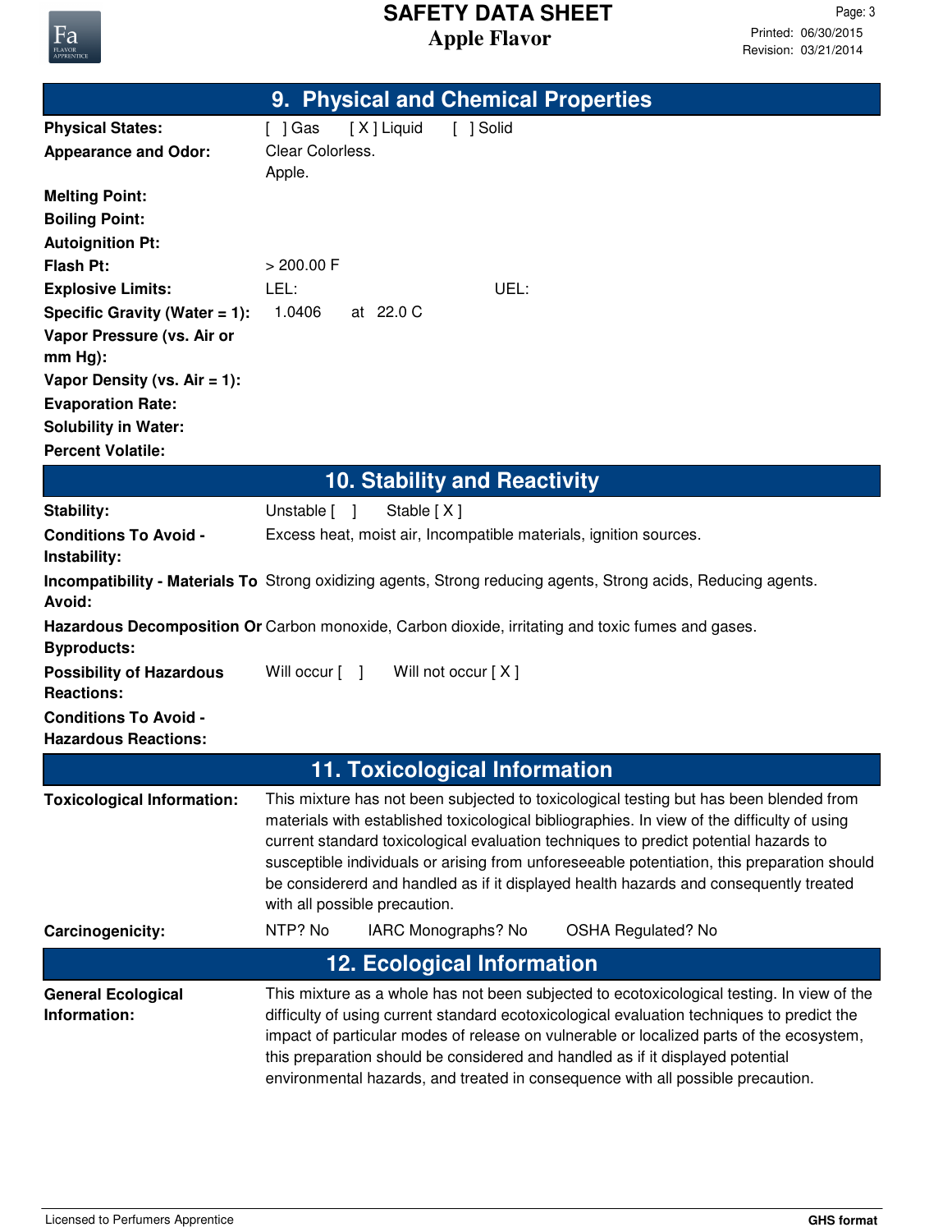## 9. Physical and Chemical Properties

| | | | |
|---|---|---|---|
| **Physical States:** | [ ] Gas | [ X ] Liquid | [ ] Solid |
| **Appearance and Odor:** | Clear Colorless.<br>Apple. | | |
| **Melting Point:** | | | |
| **Boiling Point:** | | | |
| **Autoignition Pt:** | | | |
| **Flash Pt:** | > 200.00 F | | |
| **Explosive Limits:** | LEL: | | UEL: |
| **Specific Gravity (Water = 1):** | 1.0406 at 22.0 C | | |
| **Vapor Pressure (vs. Air or mm Hg):** | | | |
| **Vapor Density (vs. Air = 1):** | | | |
| **Evaporation Rate:** | | | |
| **Solubility in Water:** | | | |
| **Percent Volatile:** | | | |

## 10. Stability and Reactivity

| | |
|---|---|
| **Stability:** | Unstable [ ] Stable [ X ] |
| **Conditions To Avoid - Instability:** | Excess heat, moist air, Incompatible materials, ignition sources. |
| **Incompatibility - Materials To Avoid:** | Strong oxidizing agents, Strong reducing agents, Strong acids, Reducing agents. |
| **Hazardous Decomposition Or Byproducts:** | Carbon monoxide, Carbon dioxide, irritating and toxic fumes and gases. |
| **Possibility of Hazardous Reactions:** | Will occur [ ] Will not occur [ X ] |
| **Conditions To Avoid - Hazardous Reactions:** | |

## 11. Toxicological Information

| | |
|---|---|
| **Toxicological Information:** | This mixture has not been subjected to toxicological testing but has been blended from materials with established toxicological bibliographies. In view of the difficulty of using current standard toxicological evaluation techniques to predict potential hazards to susceptible individuals or arising from unforeseeable potentiation, this preparation should be considererd and handled as if it displayed health hazards and consequently treated with all possible precaution. |
| **Carcinogenicity:** | NTP? No IARC Monographs? No OSHA Regulated? No |

## 12. Ecological Information

| | |
|---|---|
| **General Ecological Information:** | This mixture as a whole has not been subjected to ecotoxicological testing. In view of the difficulty of using current standard ecotoxicological evaluation techniques to predict the impact of particular modes of release on vulnerable or localized parts of the ecosystem, this preparation should be considered and handled as if it displayed potential environmental hazards, and treated in consequence with all possible precaution. |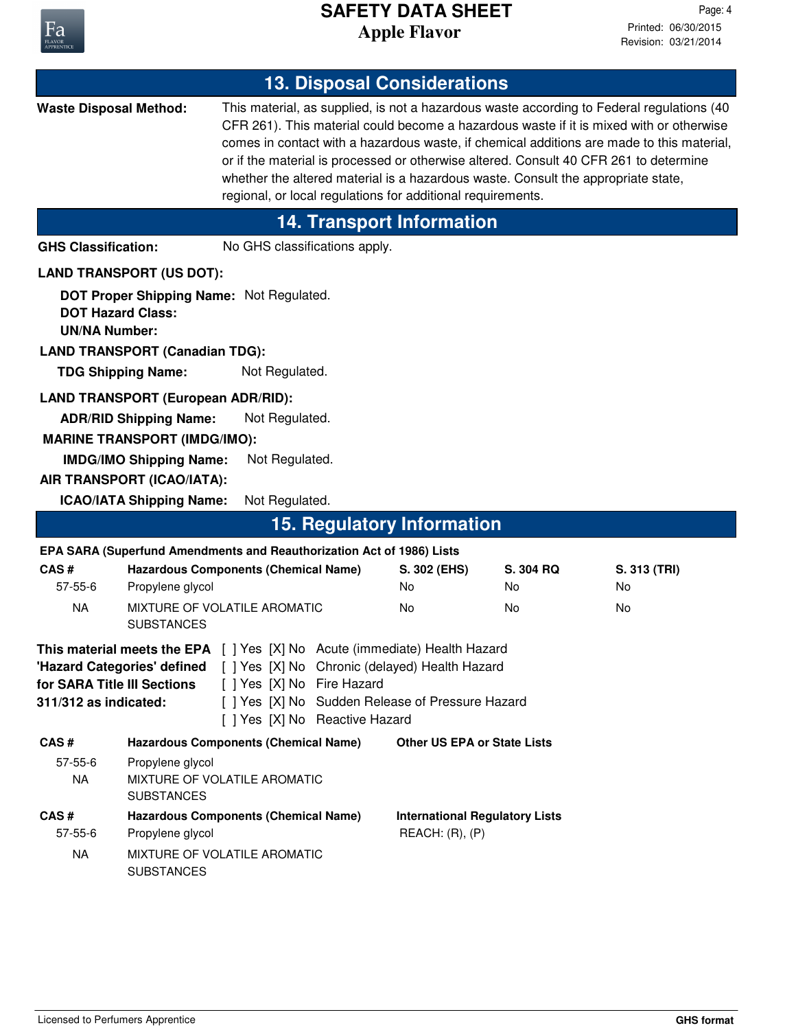## 13. Disposal Considerations

**Waste Disposal Method:** This material, as supplied, is not a hazardous waste according to Federal regulations (40 CFR 261). This material could become a hazardous waste if it is mixed with or otherwise comes in contact with a hazardous waste, if chemical additions are made to this material, or if the material is processed or otherwise altered. Consult 40 CFR 261 to determine whether the altered material is a hazardous waste. Consult the appropriate state, regional, or local regulations for additional requirements.

## 14. Transport Information

**GHS Classification:** No GHS classifications apply.

**LAND TRANSPORT (US DOT):**

**DOT Proper Shipping Name:** Not Regulated.
**DOT Hazard Class:**
**UN/NA Number:**

**LAND TRANSPORT (Canadian TDG):**

**TDG Shipping Name:** Not Regulated.

**LAND TRANSPORT (European ADR/RID):**

**ADR/RID Shipping Name:** Not Regulated.

**MARINE TRANSPORT (IMDG/IMO):**

**IMDG/IMO Shipping Name:** Not Regulated.

**AIR TRANSPORT (ICAO/IATA):**

**ICAO/IATA Shipping Name:** Not Regulated.

## 15. Regulatory Information

**EPA SARA (Superfund Amendments and Reauthorization Act of 1986) Lists**

| CAS # | Hazardous Components (Chemical Name) | S. 302 (EHS) | S. 304 RQ | S. 313 (TRI) |
|---|---|---|---|---|
| 57-55-6 | Propylene glycol | No | No | No |
| NA | MIXTURE OF VOLATILE AROMATIC SUBSTANCES | No | No | No |

**This material meets the EPA 'Hazard Categories' defined for SARA Title III Sections 311/312 as indicated:**

[ ] Yes [X] No Acute (immediate) Health Hazard
[ ] Yes [X] No Chronic (delayed) Health Hazard
[ ] Yes [X] No Fire Hazard
[ ] Yes [X] No Sudden Release of Pressure Hazard
[ ] Yes [X] No Reactive Hazard

| CAS # | Hazardous Components (Chemical Name) | Other US EPA or State Lists |
|---|---|---|
| 57-55-6 | Propylene glycol | |
| NA | MIXTURE OF VOLATILE AROMATIC SUBSTANCES | |

| CAS # | Hazardous Components (Chemical Name) | International Regulatory Lists |
|---|---|---|
| 57-55-6 | Propylene glycol | REACH: (R), (P) |
| NA | MIXTURE OF VOLATILE AROMATIC SUBSTANCES | |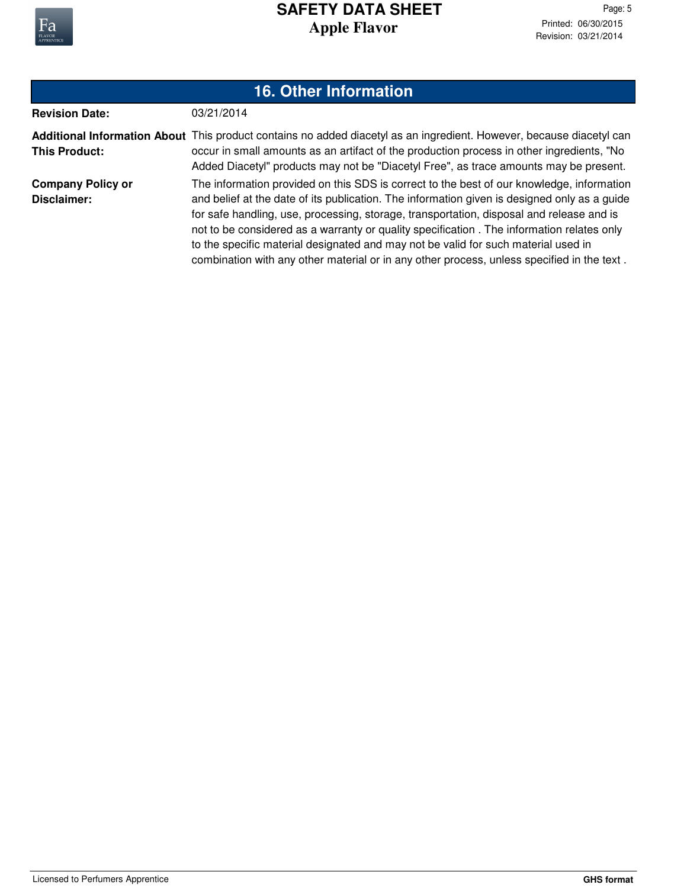## 16. Other Information

| | |
|---|---|
| **Revision Date:** | 03/21/2014 |
| **Additional Information About This Product:** | This product contains no added diacetyl as an ingredient. However, because diacetyl can occur in small amounts as an artifact of the production process in other ingredients, "No Added Diacetyl" products may not be "Diacetyl Free", as trace amounts may be present. |
| **Company Policy or Disclaimer:** | The information provided on this SDS is correct to the best of our knowledge, information and belief at the date of its publication. The information given is designed only as a guide for safe handling, use, processing, storage, transportation, disposal and release and is not to be considered as a warranty or quality specification . The information relates only to the specific material designated and may not be valid for such material used in combination with any other material or in any other process, unless specified in the text . |